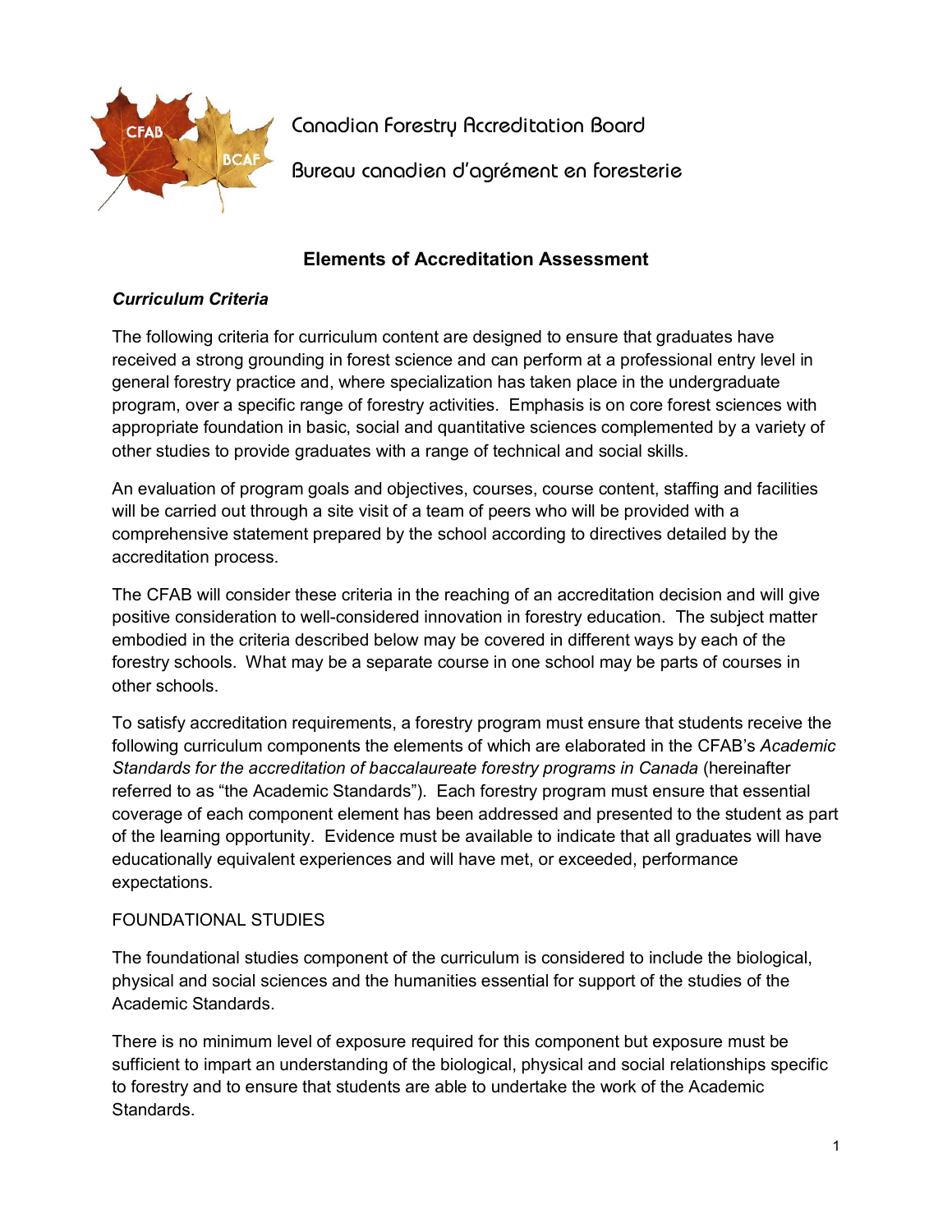Canadian Forestry Accreditation Board

Bureau canadien d'agrément en foresterie

# Elements of Accreditation Assessment

## *Curriculum Criteria*

The following criteria for curriculum content are designed to ensure that graduates have received a strong grounding in forest science and can perform at a professional entry level in general forestry practice and, where specialization has taken place in the undergraduate program, over a specific range of forestry activities. Emphasis is on core forest sciences with appropriate foundation in basic, social and quantitative sciences complemented by a variety of other studies to provide graduates with a range of technical and social skills.

An evaluation of program goals and objectives, courses, course content, staffing and facilities will be carried out through a site visit of a team of peers who will be provided with a comprehensive statement prepared by the school according to directives detailed by the accreditation process.

The CFAB will consider these criteria in the reaching of an accreditation decision and will give positive consideration to well-considered innovation in forestry education. The subject matter embodied in the criteria described below may be covered in different ways by each of the forestry schools. What may be a separate course in one school may be parts of courses in other schools.

To satisfy accreditation requirements, a forestry program must ensure that students receive the following curriculum components the elements of which are elaborated in the CFAB's *Academic Standards for the accreditation of baccalaureate forestry programs in Canada* (hereinafter referred to as "the Academic Standards"). Each forestry program must ensure that essential coverage of each component element has been addressed and presented to the student as part of the learning opportunity. Evidence must be available to indicate that all graduates will have educationally equivalent experiences and will have met, or exceeded, performance expectations.

### FOUNDATIONAL STUDIES

The foundational studies component of the curriculum is considered to include the biological, physical and social sciences and the humanities essential for support of the studies of the Academic Standards.

There is no minimum level of exposure required for this component but exposure must be sufficient to impart an understanding of the biological, physical and social relationships specific to forestry and to ensure that students are able to undertake the work of the Academic Standards.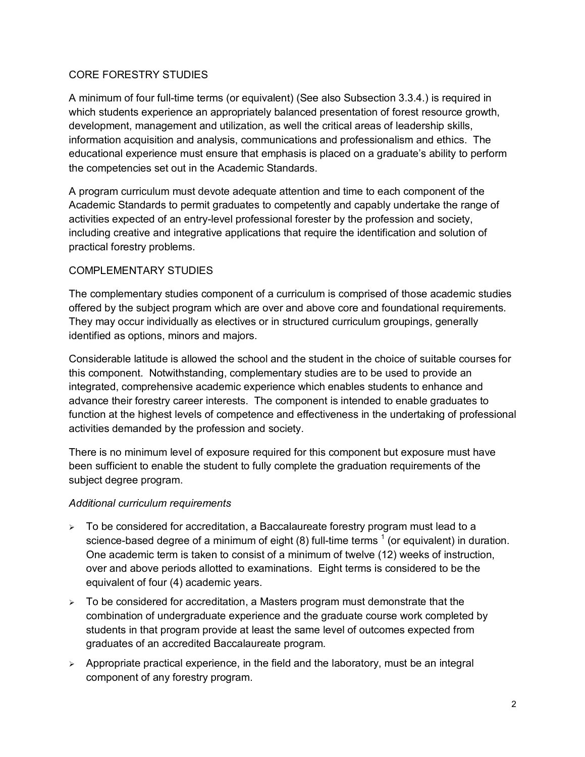## CORE FORESTRY STUDIES

A minimum of four full-time terms (or equivalent) (See also Subsection 3.3.4.) is required in which students experience an appropriately balanced presentation of forest resource growth, development, management and utilization, as well the critical areas of leadership skills, information acquisition and analysis, communications and professionalism and ethics. The educational experience must ensure that emphasis is placed on a graduate's ability to perform the competencies set out in the Academic Standards.

A program curriculum must devote adequate attention and time to each component of the Academic Standards to permit graduates to competently and capably undertake the range of activities expected of an entry-level professional forester by the profession and society, including creative and integrative applications that require the identification and solution of practical forestry problems.

## COMPLEMENTARY STUDIES

The complementary studies component of a curriculum is comprised of those academic studies offered by the subject program which are over and above core and foundational requirements. They may occur individually as electives or in structured curriculum groupings, generally identified as options, minors and majors.

Considerable latitude is allowed the school and the student in the choice of suitable courses for this component. Notwithstanding, complementary studies are to be used to provide an integrated, comprehensive academic experience which enables students to enhance and advance their forestry career interests. The component is intended to enable graduates to function at the highest levels of competence and effectiveness in the undertaking of professional activities demanded by the profession and society.

There is no minimum level of exposure required for this component but exposure must have been sufficient to enable the student to fully complete the graduation requirements of the subject degree program.

*Additional curriculum requirements*

- To be considered for accreditation, a Baccalaureate forestry program must lead to a science-based degree of a minimum of eight (8) full-time terms [1] (or equivalent) in duration. One academic term is taken to consist of a minimum of twelve (12) weeks of instruction, over and above periods allotted to examinations. Eight terms is considered to be the equivalent of four (4) academic years.
- To be considered for accreditation, a Masters program must demonstrate that the combination of undergraduate experience and the graduate course work completed by students in that program provide at least the same level of outcomes expected from graduates of an accredited Baccalaureate program.
- Appropriate practical experience, in the field and the laboratory, must be an integral component of any forestry program.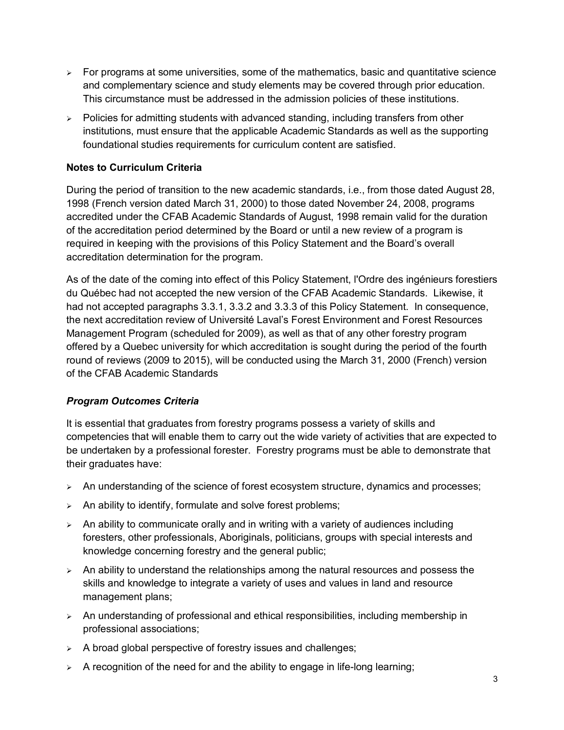- For programs at some universities, some of the mathematics, basic and quantitative science and complementary science and study elements may be covered through prior education. This circumstance must be addressed in the admission policies of these institutions.
- Policies for admitting students with advanced standing, including transfers from other institutions, must ensure that the applicable Academic Standards as well as the supporting foundational studies requirements for curriculum content are satisfied.

**Notes to Curriculum Criteria**

During the period of transition to the new academic standards, i.e., from those dated August 28, 1998 (French version dated March 31, 2000) to those dated November 24, 2008, programs accredited under the CFAB Academic Standards of August, 1998 remain valid for the duration of the accreditation period determined by the Board or until a new review of a program is required in keeping with the provisions of this Policy Statement and the Board's overall accreditation determination for the program.

As of the date of the coming into effect of this Policy Statement, l'Ordre des ingénieurs forestiers du Québec had not accepted the new version of the CFAB Academic Standards. Likewise, it had not accepted paragraphs 3.3.1, 3.3.2 and 3.3.3 of this Policy Statement. In consequence, the next accreditation review of Université Laval's Forest Environment and Forest Resources Management Program (scheduled for 2009), as well as that of any other forestry program offered by a Quebec university for which accreditation is sought during the period of the fourth round of reviews (2009 to 2015), will be conducted using the March 31, 2000 (French) version of the CFAB Academic Standards

***Program Outcomes Criteria***

It is essential that graduates from forestry programs possess a variety of skills and competencies that will enable them to carry out the wide variety of activities that are expected to be undertaken by a professional forester. Forestry programs must be able to demonstrate that their graduates have:

- An understanding of the science of forest ecosystem structure, dynamics and processes;
- An ability to identify, formulate and solve forest problems;
- An ability to communicate orally and in writing with a variety of audiences including foresters, other professionals, Aboriginals, politicians, groups with special interests and knowledge concerning forestry and the general public;
- An ability to understand the relationships among the natural resources and possess the skills and knowledge to integrate a variety of uses and values in land and resource management plans;
- An understanding of professional and ethical responsibilities, including membership in professional associations;
- A broad global perspective of forestry issues and challenges;
- A recognition of the need for and the ability to engage in life-long learning;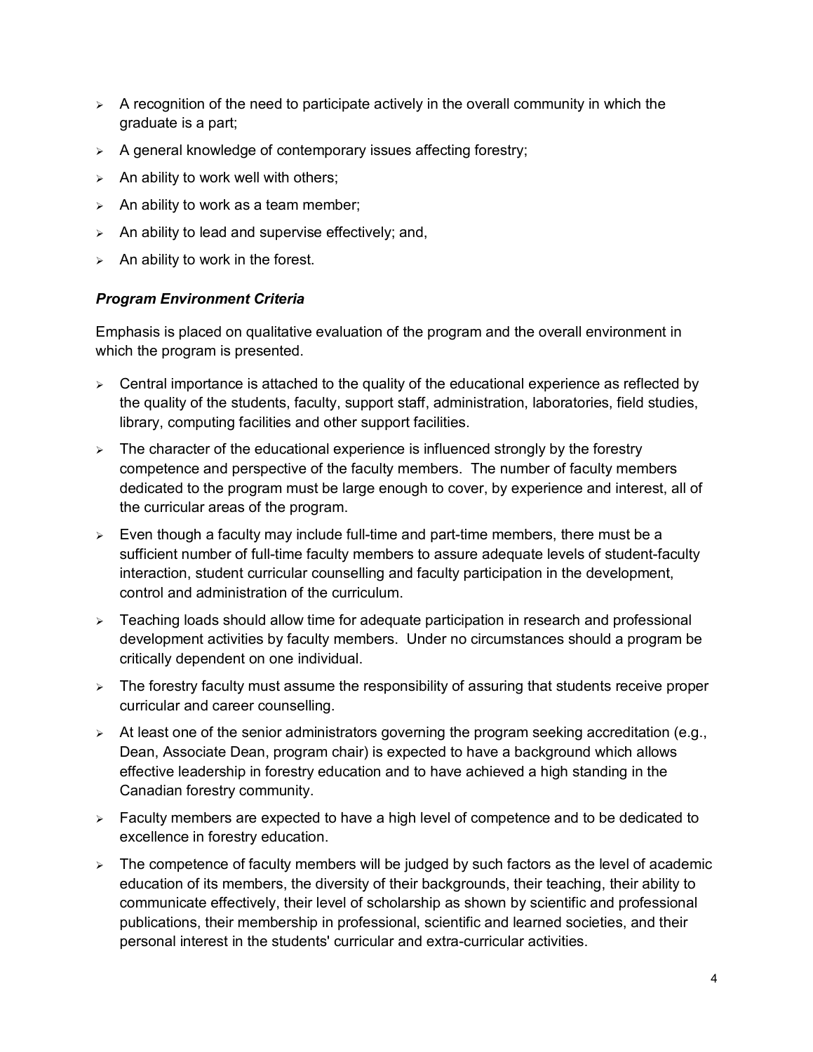- A recognition of the need to participate actively in the overall community in which the graduate is a part;
- A general knowledge of contemporary issues affecting forestry;
- An ability to work well with others;
- An ability to work as a team member;
- An ability to lead and supervise effectively; and,
- An ability to work in the forest.

***Program Environment Criteria***

Emphasis is placed on qualitative evaluation of the program and the overall environment in which the program is presented.

- Central importance is attached to the quality of the educational experience as reflected by the quality of the students, faculty, support staff, administration, laboratories, field studies, library, computing facilities and other support facilities.
- The character of the educational experience is influenced strongly by the forestry competence and perspective of the faculty members. The number of faculty members dedicated to the program must be large enough to cover, by experience and interest, all of the curricular areas of the program.
- Even though a faculty may include full-time and part-time members, there must be a sufficient number of full-time faculty members to assure adequate levels of student-faculty interaction, student curricular counselling and faculty participation in the development, control and administration of the curriculum.
- Teaching loads should allow time for adequate participation in research and professional development activities by faculty members. Under no circumstances should a program be critically dependent on one individual.
- The forestry faculty must assume the responsibility of assuring that students receive proper curricular and career counselling.
- At least one of the senior administrators governing the program seeking accreditation (e.g., Dean, Associate Dean, program chair) is expected to have a background which allows effective leadership in forestry education and to have achieved a high standing in the Canadian forestry community.
- Faculty members are expected to have a high level of competence and to be dedicated to excellence in forestry education.
- The competence of faculty members will be judged by such factors as the level of academic education of its members, the diversity of their backgrounds, their teaching, their ability to communicate effectively, their level of scholarship as shown by scientific and professional publications, their membership in professional, scientific and learned societies, and their personal interest in the students' curricular and extra-curricular activities.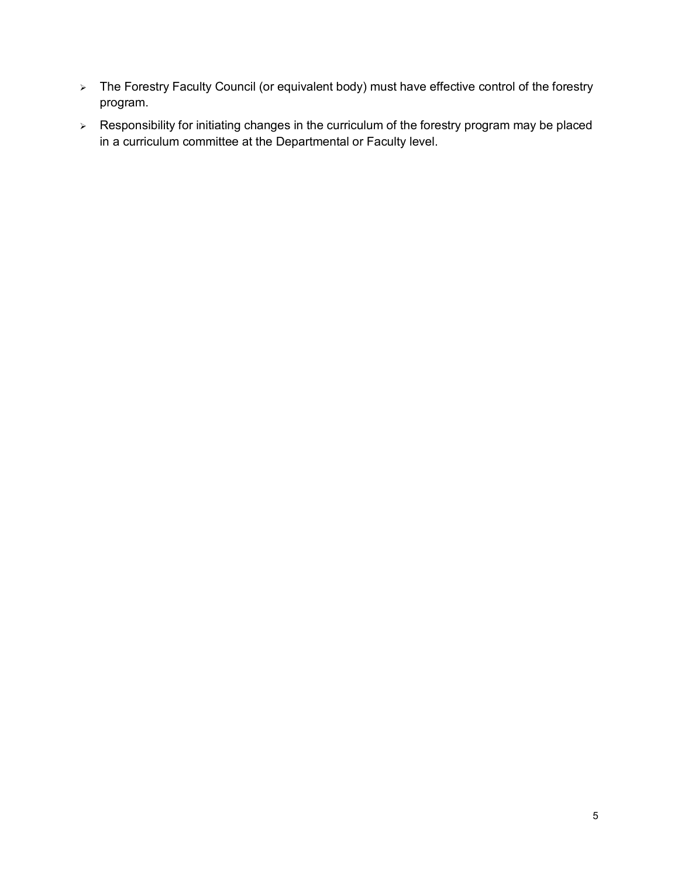- The Forestry Faculty Council (or equivalent body) must have effective control of the forestry program.
- Responsibility for initiating changes in the curriculum of the forestry program may be placed in a curriculum committee at the Departmental or Faculty level.